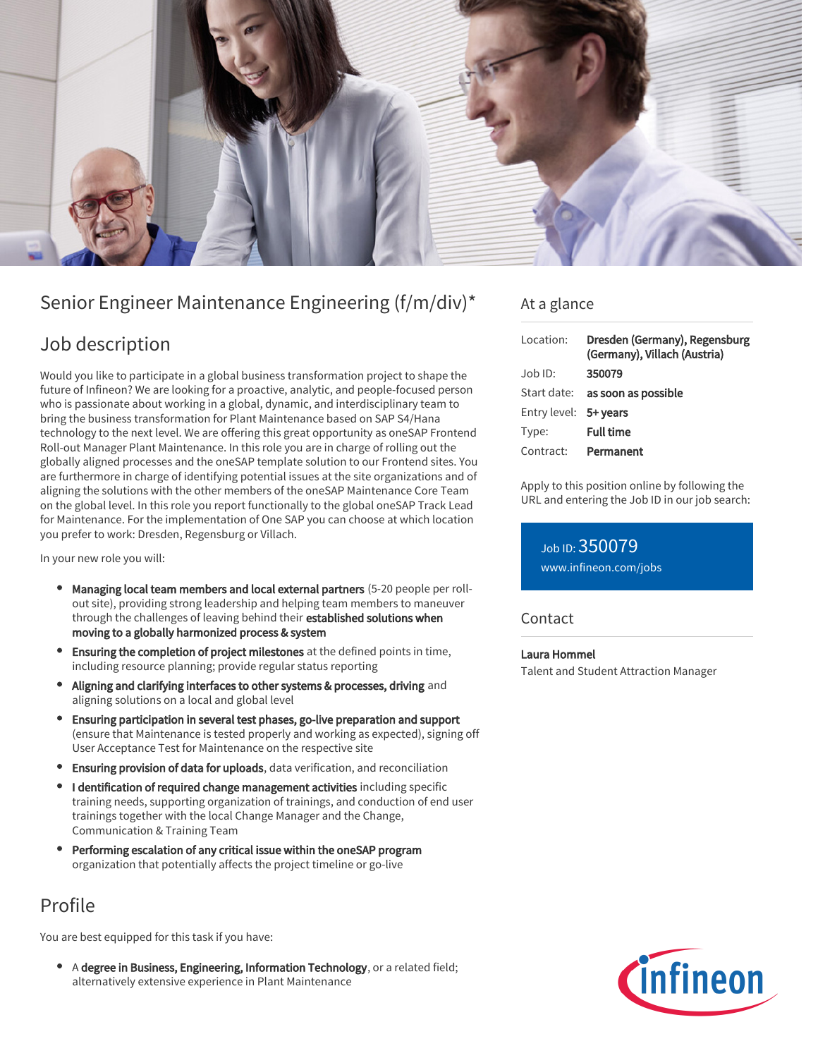# Senior Engineer Maintenance Engineering (f/m/div)*

## Job description

Would you like to participate in a global business transformation project to shape the future of Infineon? We are looking for a proactive, analytic, and people-focused person who is passionate about working in a global, dynamic, and interdisciplinary team to bring the business transformation for Plant Maintenance based on SAP S4/Hana technology to the next level. We are offering this great opportunity as oneSAP Frontend Roll-out Manager Plant Maintenance. In this role you are in charge of rolling out the globally aligned processes and the oneSAP template solution to our Frontend sites. You are furthermore in charge of identifying potential issues at the site organizations and of aligning the solutions with the other members of the oneSAP Maintenance Core Team on the global level. In this role you report functionally to the global oneSAP Track Lead for Maintenance. For the implementation of One SAP you can choose at which location you prefer to work: Dresden, Regensburg or Villach.

In your new role you will:

- **Managing local team members and local external partners** (5-20 people per roll-out site), providing strong leadership and helping team members to maneuver through the challenges of leaving behind their **established solutions when moving to a globally harmonized process & system**
- **Ensuring the completion of project milestones** at the defined points in time, including resource planning; provide regular status reporting
- **Aligning and clarifying interfaces to other systems & processes, driving** and aligning solutions on a local and global level
- **Ensuring participation in several test phases, go-live preparation and support** (ensure that Maintenance is tested properly and working as expected), signing off User Acceptance Test for Maintenance on the respective site
- **Ensuring provision of data for uploads**, data verification, and reconciliation
- **I dentification of required change management activities** including specific training needs, supporting organization of trainings, and conduction of end user trainings together with the local Change Manager and the Change, Communication & Training Team
- **Performing escalation of any critical issue within the oneSAP program** organization that potentially affects the project timeline or go-live

## Profile

You are best equipped for this task if you have:

- A **degree in Business, Engineering, Information Technology**, or a related field; alternatively extensive experience in Plant Maintenance

## At a glance

| | |
|---|---|
| Location: | **Dresden (Germany), Regensburg (Germany), Villach (Austria)** |
| Job ID: | **350079** |
| Start date: | **as soon as possible** |
| Entry level: | **5+ years** |
| Type: | **Full time** |
| Contract: | **Permanent** |

Apply to this position online by following the URL and entering the Job ID in our job search:

Job ID: 350079
www.infineon.com/jobs

## Contact

**Laura Hommel**
Talent and Student Attraction Manager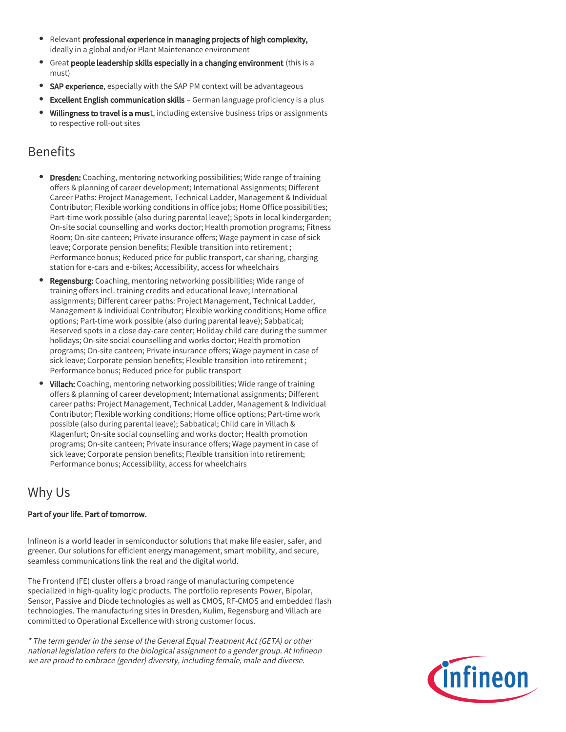- Relevant **professional experience in managing projects of high complexity,** ideally in a global and/or Plant Maintenance environment
- Great **people leadership skills especially in a changing environment** (this is a must)
- **SAP experience**, especially with the SAP PM context will be advantageous
- **Excellent English communication skills** – German language proficiency is a plus
- **Willingness to travel is a must**, including extensive business trips or assignments to respective roll-out sites

## Benefits

- **Dresden:** Coaching, mentoring networking possibilities; Wide range of training offers & planning of career development; International Assignments; Different Career Paths: Project Management, Technical Ladder, Management & Individual Contributor; Flexible working conditions in office jobs; Home Office possibilities; Part-time work possible (also during parental leave); Spots in local kindergarden; On-site social counselling and works doctor; Health promotion programs; Fitness Room; On-site canteen; Private insurance offers; Wage payment in case of sick leave; Corporate pension benefits; Flexible transition into retirement ; Performance bonus; Reduced price for public transport, car sharing, charging station for e-cars and e-bikes; Accessibility, access for wheelchairs
- **Regensburg:** Coaching, mentoring networking possibilities; Wide range of training offers incl. training credits and educational leave; International assignments; Different career paths: Project Management, Technical Ladder, Management & Individual Contributor; Flexible working conditions; Home office options; Part-time work possible (also during parental leave); Sabbatical; Reserved spots in a close day-care center; Holiday child care during the summer holidays; On-site social counselling and works doctor; Health promotion programs; On-site canteen; Private insurance offers; Wage payment in case of sick leave; Corporate pension benefits; Flexible transition into retirement ; Performance bonus; Reduced price for public transport
- **Villach:** Coaching, mentoring networking possibilities; Wide range of training offers & planning of career development; International assignments; Different career paths: Project Management, Technical Ladder, Management & Individual Contributor; Flexible working conditions; Home office options; Part-time work possible (also during parental leave); Sabbatical; Child care in Villach & Klagenfurt; On-site social counselling and works doctor; Health promotion programs; On-site canteen; Private insurance offers; Wage payment in case of sick leave; Corporate pension benefits; Flexible transition into retirement; Performance bonus; Accessibility, access for wheelchairs

## Why Us

**Part of your life. Part of tomorrow.**

Infineon is a world leader in semiconductor solutions that make life easier, safer, and greener. Our solutions for efficient energy management, smart mobility, and secure, seamless communications link the real and the digital world.

The Frontend (FE) cluster offers a broad range of manufacturing competence specialized in high-quality logic products. The portfolio represents Power, Bipolar, Sensor, Passive and Diode technologies as well as CMOS, RF-CMOS and embedded flash technologies. The manufacturing sites in Dresden, Kulim, Regensburg and Villach are committed to Operational Excellence with strong customer focus.

*\* The term gender in the sense of the General Equal Treatment Act (GETA) or other national legislation refers to the biological assignment to a gender group. At Infineon we are proud to embrace (gender) diversity, including female, male and diverse.*

infineon